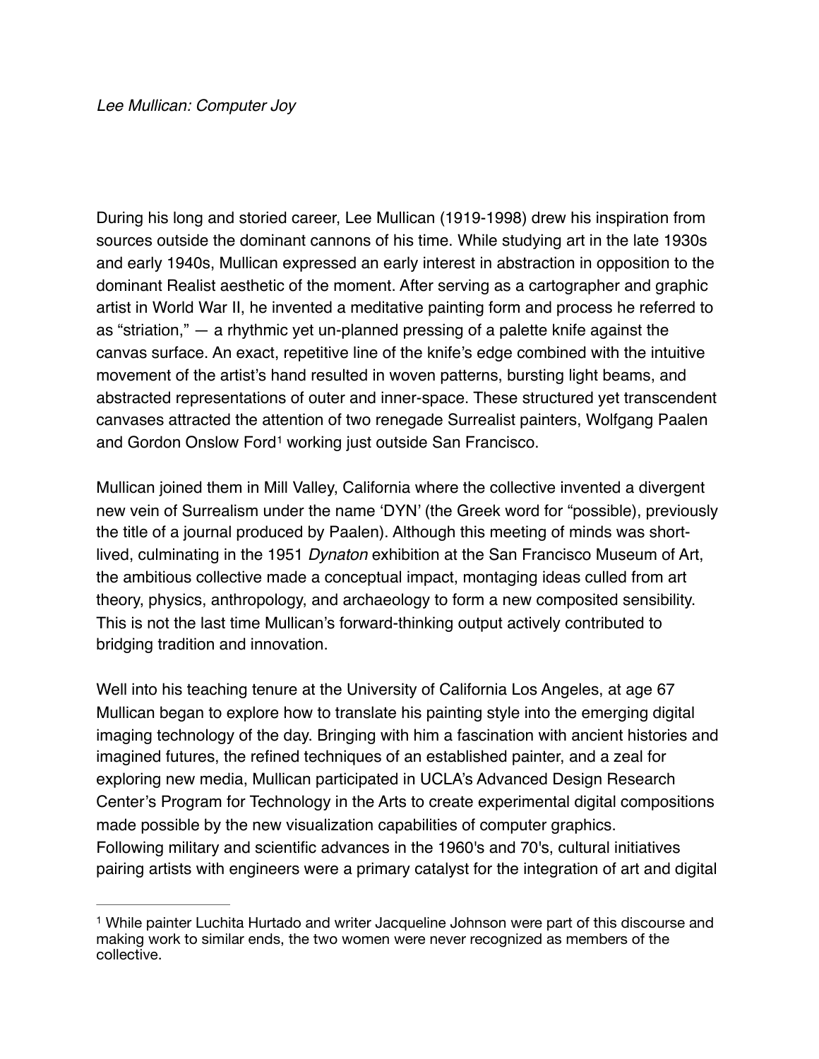*Lee Mullican: Computer Joy*

During his long and storied career, Lee Mullican (1919-1998) drew his inspiration from sources outside the dominant cannons of his time. While studying art in the late 1930s and early 1940s, Mullican expressed an early interest in abstraction in opposition to the dominant Realist aesthetic of the moment. After serving as a cartographer and graphic artist in World War II, he invented a meditative painting form and process he referred to as "striation," — a rhythmic yet un-planned pressing of a palette knife against the canvas surface. An exact, repetitive line of the knife's edge combined with the intuitive movement of the artist's hand resulted in woven patterns, bursting light beams, and abstracted representations of outer and inner-space. These structured yet transcendent canvases attracted the attention of two renegade Surrealist painters, Wolfgang Paalen and Gordon Onslow Ford[1] working just outside San Francisco.

Mullican joined them in Mill Valley, California where the collective invented a divergent new vein of Surrealism under the name 'DYN' (the Greek word for "possible), previously the title of a journal produced by Paalen). Although this meeting of minds was short-lived, culminating in the 1951 *Dynaton* exhibition at the San Francisco Museum of Art, the ambitious collective made a conceptual impact, montaging ideas culled from art theory, physics, anthropology, and archaeology to form a new composited sensibility. This is not the last time Mullican's forward-thinking output actively contributed to bridging tradition and innovation.

Well into his teaching tenure at the University of California Los Angeles, at age 67 Mullican began to explore how to translate his painting style into the emerging digital imaging technology of the day. Bringing with him a fascination with ancient histories and imagined futures, the refined techniques of an established painter, and a zeal for exploring new media, Mullican participated in UCLA's Advanced Design Research Center's Program for Technology in the Arts to create experimental digital compositions made possible by the new visualization capabilities of computer graphics.
Following military and scientific advances in the 1960's and 70's, cultural initiatives pairing artists with engineers were a primary catalyst for the integration of art and digital

---

[1] While painter Luchita Hurtado and writer Jacqueline Johnson were part of this discourse and making work to similar ends, the two women were never recognized as members of the collective.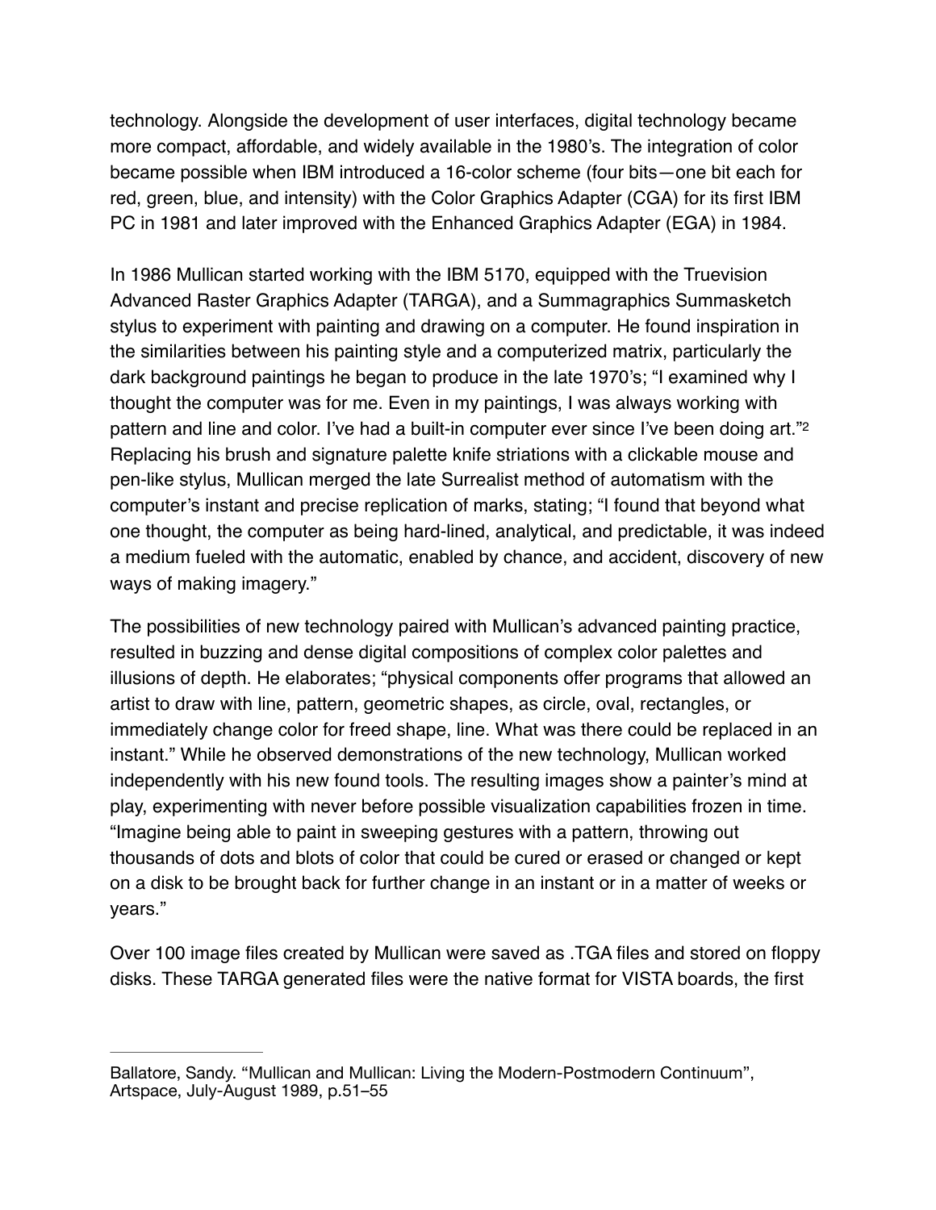technology. Alongside the development of user interfaces, digital technology became more compact, affordable, and widely available in the 1980's. The integration of color became possible when IBM introduced a 16-color scheme (four bits—one bit each for red, green, blue, and intensity) with the Color Graphics Adapter (CGA) for its first IBM PC in 1981 and later improved with the Enhanced Graphics Adapter (EGA) in 1984.

In 1986 Mullican started working with the IBM 5170, equipped with the Truevision Advanced Raster Graphics Adapter (TARGA), and a Summagraphics Summasketch stylus to experiment with painting and drawing on a computer. He found inspiration in the similarities between his painting style and a computerized matrix, particularly the dark background paintings he began to produce in the late 1970's; "I examined why I thought the computer was for me. Even in my paintings, I was always working with pattern and line and color. I've had a built-in computer ever since I've been doing art."[2] Replacing his brush and signature palette knife striations with a clickable mouse and pen-like stylus, Mullican merged the late Surrealist method of automatism with the computer's instant and precise replication of marks, stating; "I found that beyond what one thought, the computer as being hard-lined, analytical, and predictable, it was indeed a medium fueled with the automatic, enabled by chance, and accident, discovery of new ways of making imagery."

The possibilities of new technology paired with Mullican's advanced painting practice, resulted in buzzing and dense digital compositions of complex color palettes and illusions of depth. He elaborates; "physical components offer programs that allowed an artist to draw with line, pattern, geometric shapes, as circle, oval, rectangles, or immediately change color for freed shape, line. What was there could be replaced in an instant." While he observed demonstrations of the new technology, Mullican worked independently with his new found tools. The resulting images show a painter's mind at play, experimenting with never before possible visualization capabilities frozen in time. "Imagine being able to paint in sweeping gestures with a pattern, throwing out thousands of dots and blots of color that could be cured or erased or changed or kept on a disk to be brought back for further change in an instant or in a matter of weeks or years."

Over 100 image files created by Mullican were saved as .TGA files and stored on floppy disks. These TARGA generated files were the native format for VISTA boards, the first

---

Ballatore, Sandy. "Mullican and Mullican: Living the Modern-Postmodern Continuum", Artspace, July-August 1989, p.51–55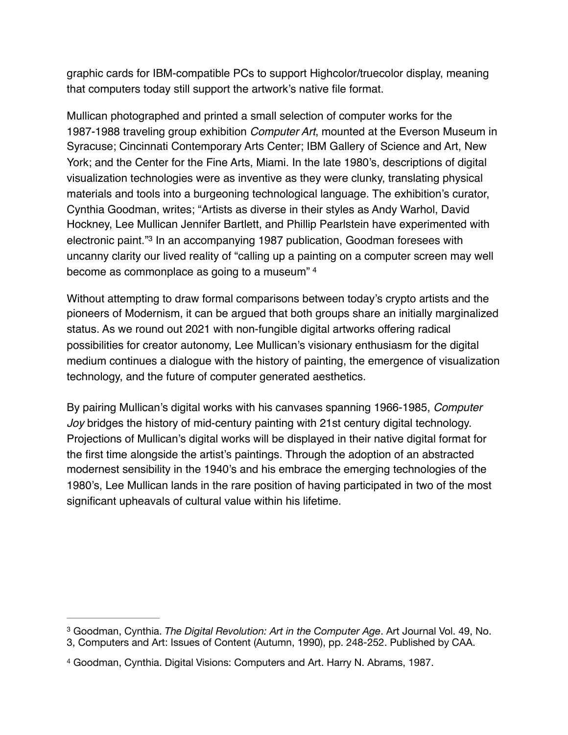graphic cards for IBM-compatible PCs to support Highcolor/truecolor display, meaning that computers today still support the artwork's native file format.

Mullican photographed and printed a small selection of computer works for the 1987-1988 traveling group exhibition *Computer Art*, mounted at the Everson Museum in Syracuse; Cincinnati Contemporary Arts Center; IBM Gallery of Science and Art, New York; and the Center for the Fine Arts, Miami. In the late 1980's, descriptions of digital visualization technologies were as inventive as they were clunky, translating physical materials and tools into a burgeoning technological language. The exhibition's curator, Cynthia Goodman, writes; "Artists as diverse in their styles as Andy Warhol, David Hockney, Lee Mullican Jennifer Bartlett, and Phillip Pearlstein have experimented with electronic paint."[3] In an accompanying 1987 publication, Goodman foresees with uncanny clarity our lived reality of "calling up a painting on a computer screen may well become as commonplace as going to a museum" [4]

Without attempting to draw formal comparisons between today's crypto artists and the pioneers of Modernism, it can be argued that both groups share an initially marginalized status. As we round out 2021 with non-fungible digital artworks offering radical possibilities for creator autonomy, Lee Mullican's visionary enthusiasm for the digital medium continues a dialogue with the history of painting, the emergence of visualization technology, and the future of computer generated aesthetics.

By pairing Mullican's digital works with his canvases spanning 1966-1985, *Computer Joy* bridges the history of mid-century painting with 21st century digital technology. Projections of Mullican's digital works will be displayed in their native digital format for the first time alongside the artist's paintings. Through the adoption of an abstracted modernest sensibility in the 1940's and his embrace the emerging technologies of the 1980's, Lee Mullican lands in the rare position of having participated in two of the most significant upheavals of cultural value within his lifetime.

---

[3] Goodman, Cynthia. *The Digital Revolution: Art in the Computer Age*. Art Journal Vol. 49, No. 3, Computers and Art: Issues of Content (Autumn, 1990), pp. 248-252. Published by CAA.

[4] Goodman, Cynthia. Digital Visions: Computers and Art. Harry N. Abrams, 1987.